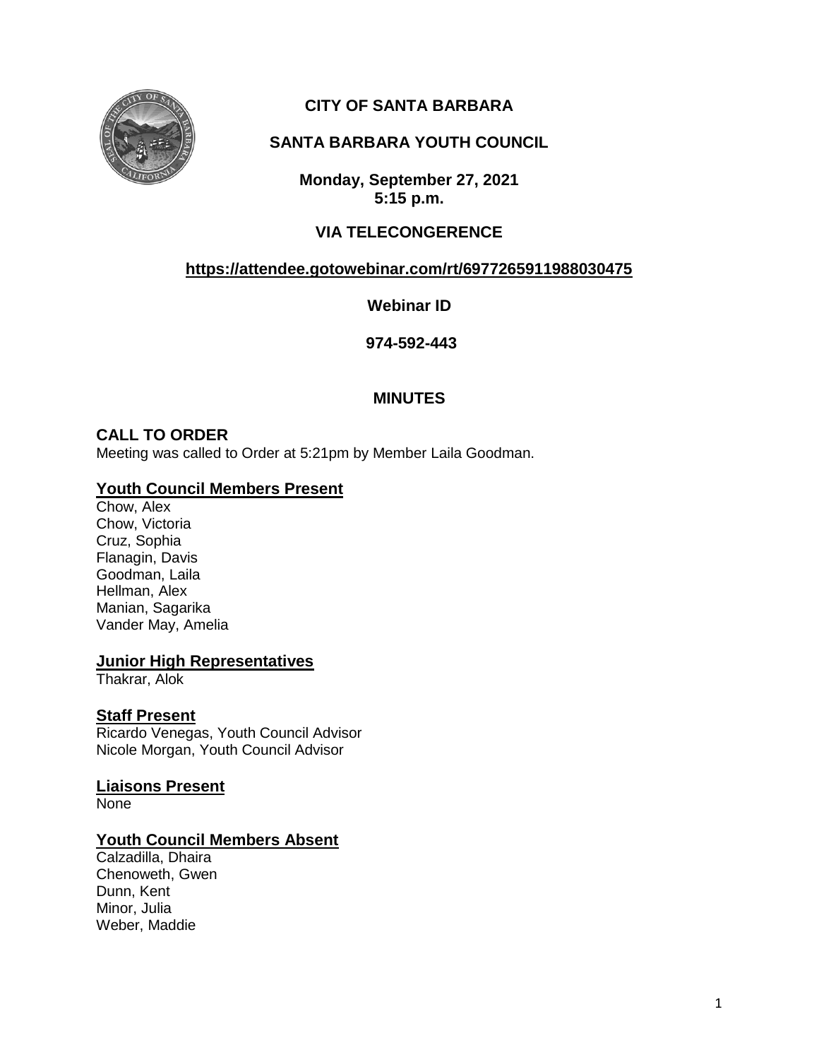# CITY OF SANTA BARBARA

## SANTA BARBARA YOUTH COUNCIL

**Monday, September 27, 2021**
**5:15 p.m.**

**VIA TELECONGERENCE**

**https://attendee.gotowebinar.com/rt/6977265911988030475**

**Webinar ID**

**974-592-443**

## MINUTES

### CALL TO ORDER

Meeting was called to Order at 5:21pm by Member Laila Goodman.

### Youth Council Members Present

Chow, Alex
Chow, Victoria
Cruz, Sophia
Flanagin, Davis
Goodman, Laila
Hellman, Alex
Manian, Sagarika
Vander May, Amelia

### Junior High Representatives

Thakrar, Alok

### Staff Present

Ricardo Venegas, Youth Council Advisor
Nicole Morgan, Youth Council Advisor

### Liaisons Present

None

### Youth Council Members Absent

Calzadilla, Dhaira
Chenoweth, Gwen
Dunn, Kent
Minor, Julia
Weber, Maddie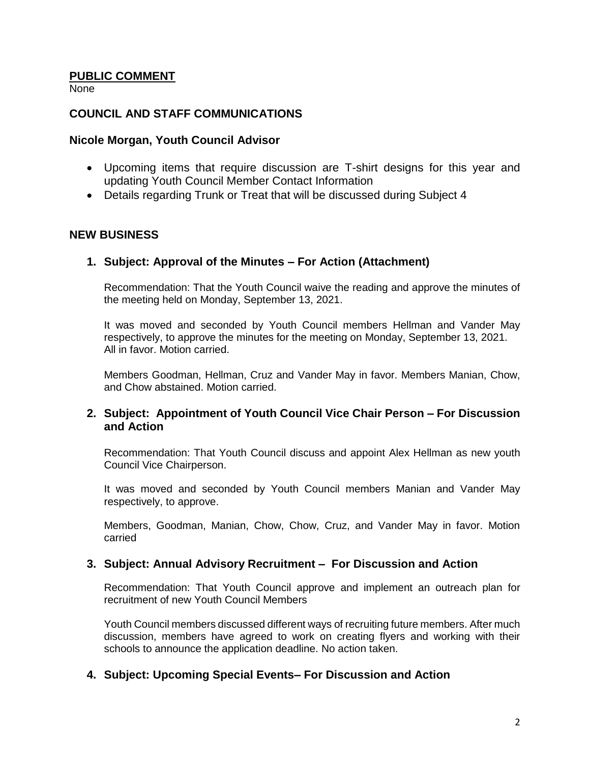**PUBLIC COMMENT**
None

## COUNCIL AND STAFF COMMUNICATIONS

### Nicole Morgan, Youth Council Advisor

- Upcoming items that require discussion are T-shirt designs for this year and updating Youth Council Member Contact Information
- Details regarding Trunk or Treat that will be discussed during Subject 4

## NEW BUSINESS

### 1. Subject: Approval of the Minutes – For Action (Attachment)

Recommendation: That the Youth Council waive the reading and approve the minutes of the meeting held on Monday, September 13, 2021.

It was moved and seconded by Youth Council members Hellman and Vander May respectively, to approve the minutes for the meeting on Monday, September 13, 2021. All in favor. Motion carried.

Members Goodman, Hellman, Cruz and Vander May in favor. Members Manian, Chow, and Chow abstained. Motion carried.

### 2. Subject: Appointment of Youth Council Vice Chair Person – For Discussion and Action

Recommendation: That Youth Council discuss and appoint Alex Hellman as new youth Council Vice Chairperson.

It was moved and seconded by Youth Council members Manian and Vander May respectively, to approve.

Members, Goodman, Manian, Chow, Chow, Cruz, and Vander May in favor. Motion carried

### 3. Subject: Annual Advisory Recruitment – For Discussion and Action

Recommendation: That Youth Council approve and implement an outreach plan for recruitment of new Youth Council Members

Youth Council members discussed different ways of recruiting future members. After much discussion, members have agreed to work on creating flyers and working with their schools to announce the application deadline. No action taken.

### 4. Subject: Upcoming Special Events– For Discussion and Action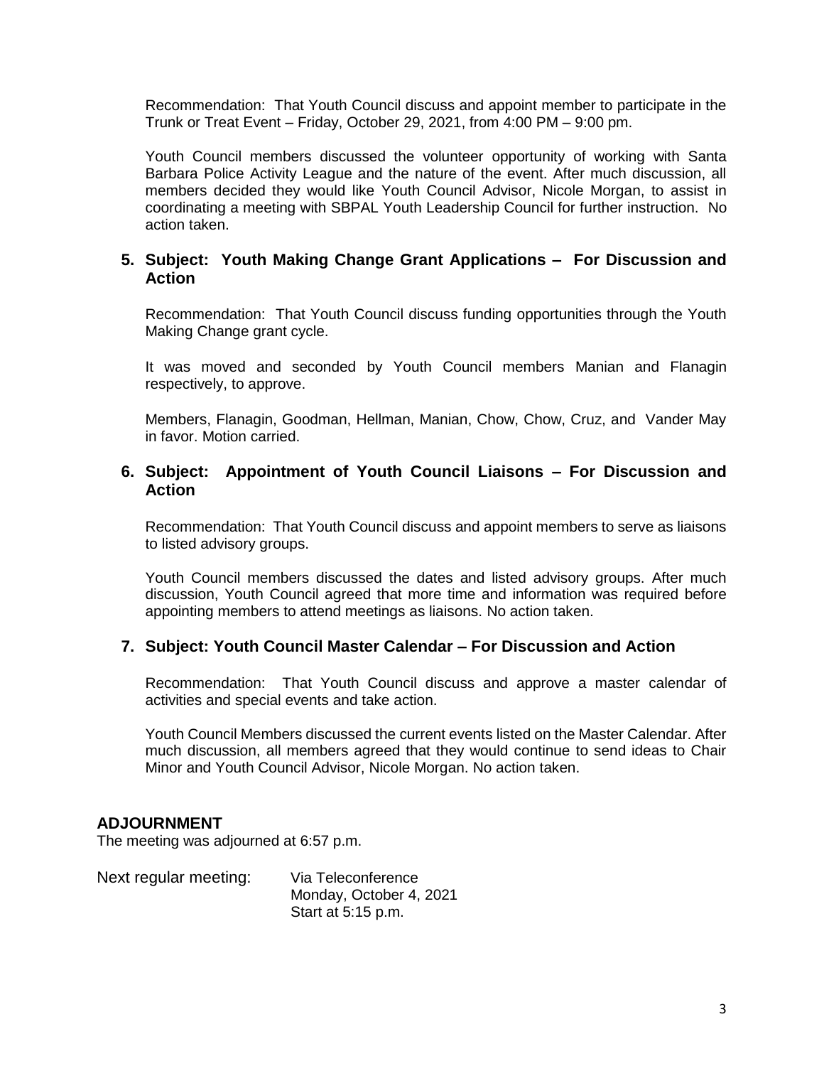Recommendation: That Youth Council discuss and appoint member to participate in the Trunk or Treat Event – Friday, October 29, 2021, from 4:00 PM – 9:00 pm.

Youth Council members discussed the volunteer opportunity of working with Santa Barbara Police Activity League and the nature of the event. After much discussion, all members decided they would like Youth Council Advisor, Nicole Morgan, to assist in coordinating a meeting with SBPAL Youth Leadership Council for further instruction. No action taken.

**5. Subject: Youth Making Change Grant Applications – For Discussion and Action**

Recommendation: That Youth Council discuss funding opportunities through the Youth Making Change grant cycle.

It was moved and seconded by Youth Council members Manian and Flanagin respectively, to approve.

Members, Flanagin, Goodman, Hellman, Manian, Chow, Chow, Cruz, and Vander May in favor. Motion carried.

**6. Subject: Appointment of Youth Council Liaisons – For Discussion and Action**

Recommendation: That Youth Council discuss and appoint members to serve as liaisons to listed advisory groups.

Youth Council members discussed the dates and listed advisory groups. After much discussion, Youth Council agreed that more time and information was required before appointing members to attend meetings as liaisons. No action taken.

**7. Subject: Youth Council Master Calendar – For Discussion and Action**

Recommendation: That Youth Council discuss and approve a master calendar of activities and special events and take action.

Youth Council Members discussed the current events listed on the Master Calendar. After much discussion, all members agreed that they would continue to send ideas to Chair Minor and Youth Council Advisor, Nicole Morgan. No action taken.

## ADJOURNMENT

The meeting was adjourned at 6:57 p.m.

Next regular meeting: Via Teleconference
Monday, October 4, 2021
Start at 5:15 p.m.